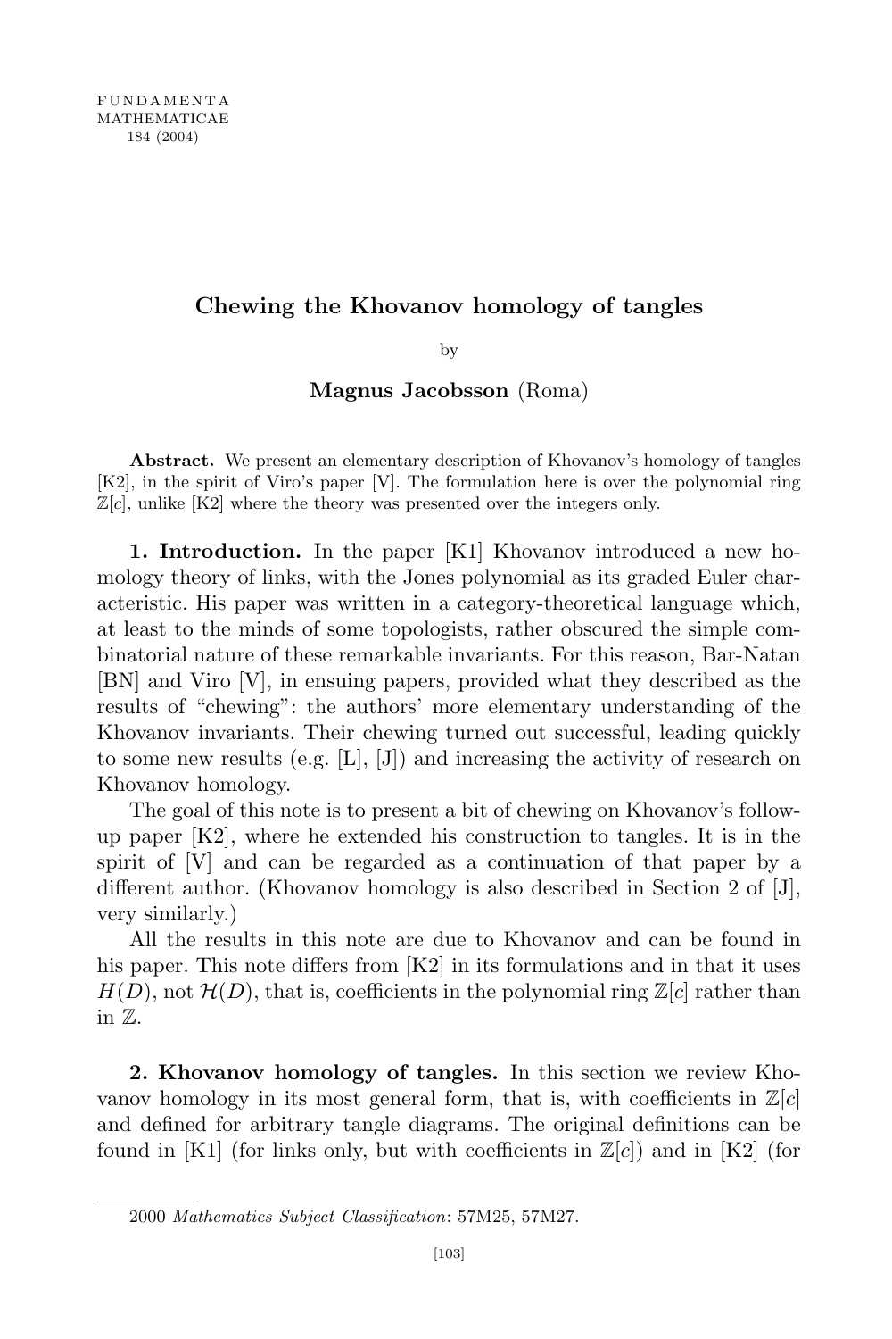# Chewing the Khovanov homology of tangles

by

**Magnus Jacobsson** (Roma)

**Abstract.** We present an elementary description of Khovanov's homology of tangles [K2], in the spirit of Viro's paper [V]. The formulation here is over the polynomial ring $\mathbb{Z}[c]$, unlike [K2] where the theory was presented over the integers only.

**1. Introduction.** In the paper [K1] Khovanov introduced a new homology theory of links, with the Jones polynomial as its graded Euler characteristic. His paper was written in a category-theoretical language which, at least to the minds of some topologists, rather obscured the simple combinatorial nature of these remarkable invariants. For this reason, Bar-Natan [BN] and Viro [V], in ensuing papers, provided what they described as the results of "chewing": the authors' more elementary understanding of the Khovanov invariants. Their chewing turned out successful, leading quickly to some new results (e.g. [L], [J]) and increasing the activity of research on Khovanov homology.

The goal of this note is to present a bit of chewing on Khovanov's follow-up paper [K2], where he extended his construction to tangles. It is in the spirit of [V] and can be regarded as a continuation of that paper by a different author. (Khovanov homology is also described in Section 2 of [J], very similarly.)

All the results in this note are due to Khovanov and can be found in his paper. This note differs from [K2] in its formulations and in that it uses $H(D)$, not $\mathcal{H}(D)$, that is, coefficients in the polynomial ring $\mathbb{Z}[c]$ rather than in $\mathbb{Z}$.

**2. Khovanov homology of tangles.** In this section we review Khovanov homology in its most general form, that is, with coefficients in $\mathbb{Z}[c]$ and defined for arbitrary tangle diagrams. The original definitions can be found in [K1] (for links only, but with coefficients in $\mathbb{Z}[c]$) and in [K2] (for

2000 *Mathematics Subject Classification*: 57M25, 57M27.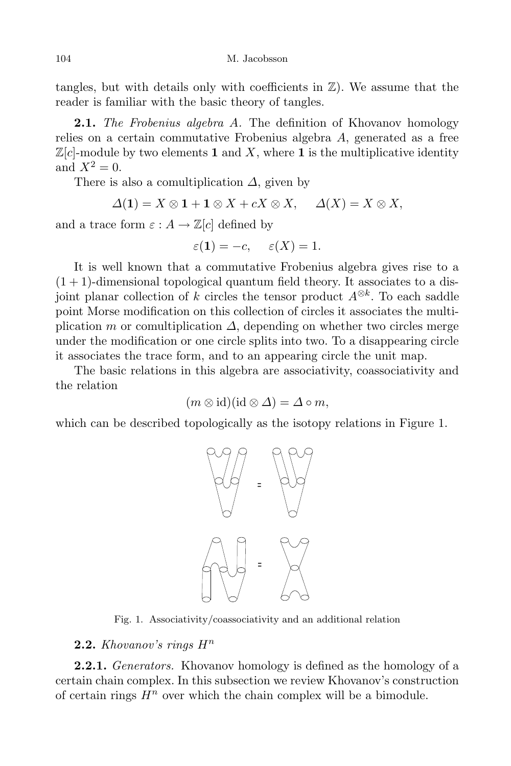tangles, but with details only with coefficients in $\mathbb{Z}$). We assume that the reader is familiar with the basic theory of tangles.

**2.1.** *The Frobenius algebra $A$.* The definition of Khovanov homology relies on a certain commutative Frobenius algebra $A$, generated as a free $\mathbb{Z}[c]$-module by two elements $\mathbf{1}$ and $X$, where $\mathbf{1}$ is the multiplicative identity and $X^2 = 0$.

There is also a comultiplication $\Delta$, given by

$$\Delta(\mathbf{1}) = X \otimes \mathbf{1} + \mathbf{1} \otimes X + cX \otimes X, \quad \Delta(X) = X \otimes X,$$

and a trace form $\varepsilon : A \to \mathbb{Z}[c]$ defined by

$$\varepsilon(\mathbf{1}) = -c, \quad \varepsilon(X) = 1.$$

It is well known that a commutative Frobenius algebra gives rise to a $(1+1)$-dimensional topological quantum field theory. It associates to a disjoint planar collection of $k$ circles the tensor product $A^{\otimes k}$. To each saddle point Morse modification on this collection of circles it associates the multiplication $m$ or comultiplication $\Delta$, depending on whether two circles merge under the modification or one circle splits into two. To a disappearing circle it associates the trace form, and to an appearing circle the unit map.

The basic relations in this algebra are associativity, coassociativity and the relation

$$(m \otimes \mathrm{id})(\mathrm{id} \otimes \Delta) = \Delta \circ m,$$

which can be described topologically as the isotopy relations in Figure 1.

Fig. 1. Associativity/coassociativity and an additional relation

**2.2.** *Khovanov's rings $H^n$*

**2.2.1.** *Generators.* Khovanov homology is defined as the homology of a certain chain complex. In this subsection we review Khovanov's construction of certain rings $H^n$ over which the chain complex will be a bimodule.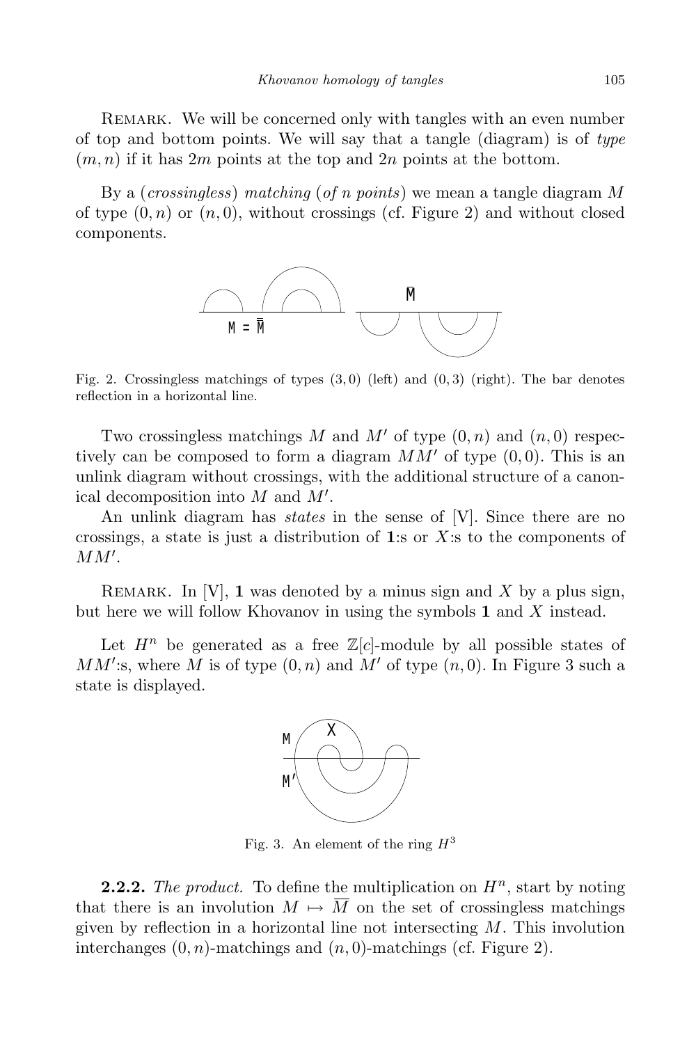REMARK. We will be concerned only with tangles with an even number of top and bottom points. We will say that a tangle (diagram) is of *type* $(m,n)$ if it has $2m$ points at the top and $2n$ points at the bottom.

By a (*crossingless*) *matching* (*of n points*) we mean a tangle diagram $M$ of type $(0,n)$ or $(n,0)$, without crossings (cf. Figure 2) and without closed components.

Fig. 2. Crossingless matchings of types $(3,0)$ (left) and $(0,3)$ (right). The bar denotes reflection in a horizontal line.

Two crossingless matchings $M$ and $M'$ of type $(0,n)$ and $(n,0)$ respectively can be composed to form a diagram $MM'$ of type $(0,0)$. This is an unlink diagram without crossings, with the additional structure of a canonical decomposition into $M$ and $M'$.

An unlink diagram has *states* in the sense of [V]. Since there are no crossings, a state is just a distribution of $\mathbf{1}$:s or $X$:s to the components of $MM'$.

REMARK. In [V], $\mathbf{1}$ was denoted by a minus sign and $X$ by a plus sign, but here we will follow Khovanov in using the symbols $\mathbf{1}$ and $X$ instead.

Let $H^n$ be generated as a free $\mathbb{Z}[c]$-module by all possible states of $MM'$:s, where $M$ is of type $(0,n)$ and $M'$ of type $(n,0)$. In Figure 3 such a state is displayed.

Fig. 3. An element of the ring $H^3$

**2.2.2.** *The product.* To define the multiplication on $H^n$, start by noting that there is an involution $M \mapsto \overline{M}$ on the set of crossingless matchings given by reflection in a horizontal line not intersecting $M$. This involution interchanges $(0,n)$-matchings and $(n,0)$-matchings (cf. Figure 2).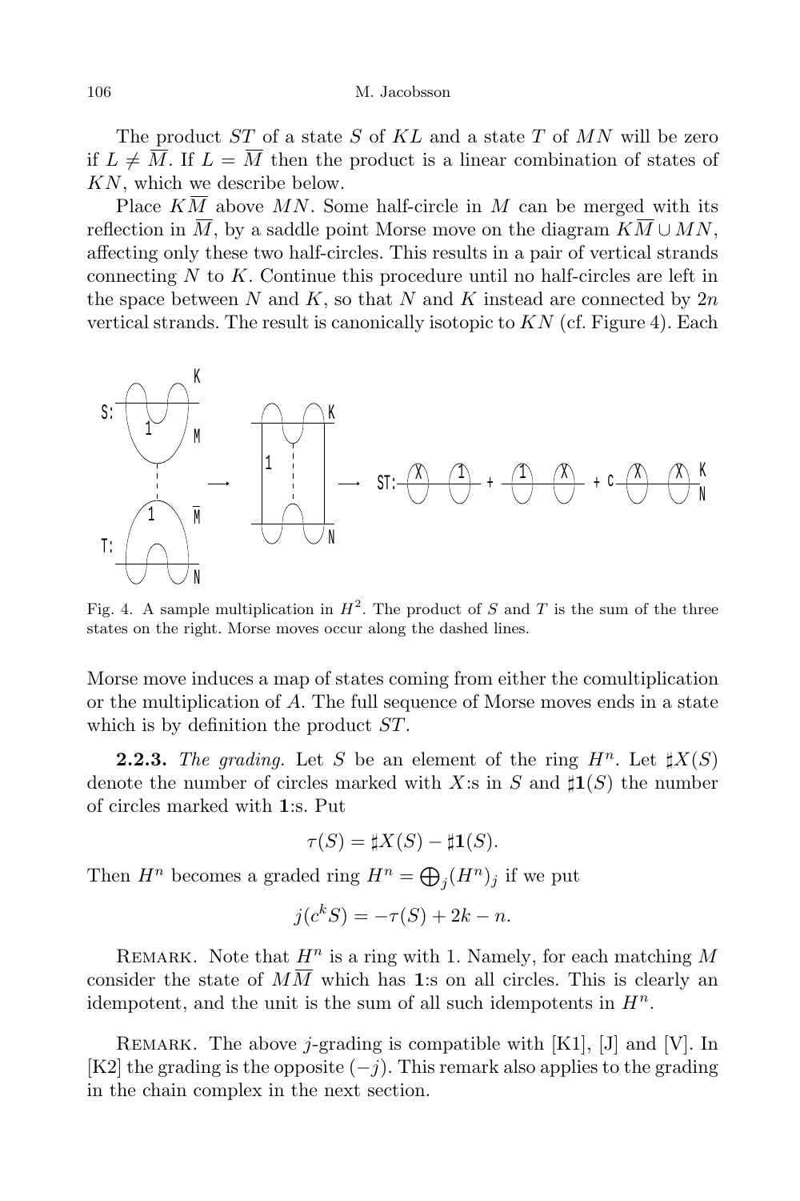The product $ST$ of a state $S$ of $KL$ and a state $T$ of $MN$ will be zero if $L \neq \overline{M}$. If $L = \overline{M}$ then the product is a linear combination of states of $KN$, which we describe below.

Place $K\overline{M}$ above $MN$. Some half-circle in $M$ can be merged with its reflection in $\overline{M}$, by a saddle point Morse move on the diagram $K\overline{M} \cup MN$, affecting only these two half-circles. This results in a pair of vertical strands connecting $N$ to $K$. Continue this procedure until no half-circles are left in the space between $N$ and $K$, so that $N$ and $K$ instead are connected by $2n$ vertical strands. The result is canonically isotopic to $KN$ (cf. Figure 4). Each

Fig. 4. A sample multiplication in $H^2$. The product of $S$ and $T$ is the sum of the three states on the right. Morse moves occur along the dashed lines.

Morse move induces a map of states coming from either the comultiplication or the multiplication of $A$. The full sequence of Morse moves ends in a state which is by definition the product $ST$.

**2.2.3.** *The grading.* Let $S$ be an element of the ring $H^n$. Let $\sharp X(S)$ denote the number of circles marked with $X$:s in $S$ and $\sharp\mathbf{1}(S)$ the number of circles marked with $\mathbf{1}$:s. Put

$$\tau(S) = \sharp X(S) - \sharp\mathbf{1}(S).$$

Then $H^n$ becomes a graded ring $H^n = \bigoplus_j (H^n)_j$ if we put

$$j(c^k S) = -\tau(S) + 2k - n.$$

Remark. Note that $H^n$ is a ring with 1. Namely, for each matching $M$ consider the state of $M\overline{M}$ which has $\mathbf{1}$:s on all circles. This is clearly an idempotent, and the unit is the sum of all such idempotents in $H^n$.

Remark. The above $j$-grading is compatible with [K1], [J] and [V]. In [K2] the grading is the opposite $(-j)$. This remark also applies to the grading in the chain complex in the next section.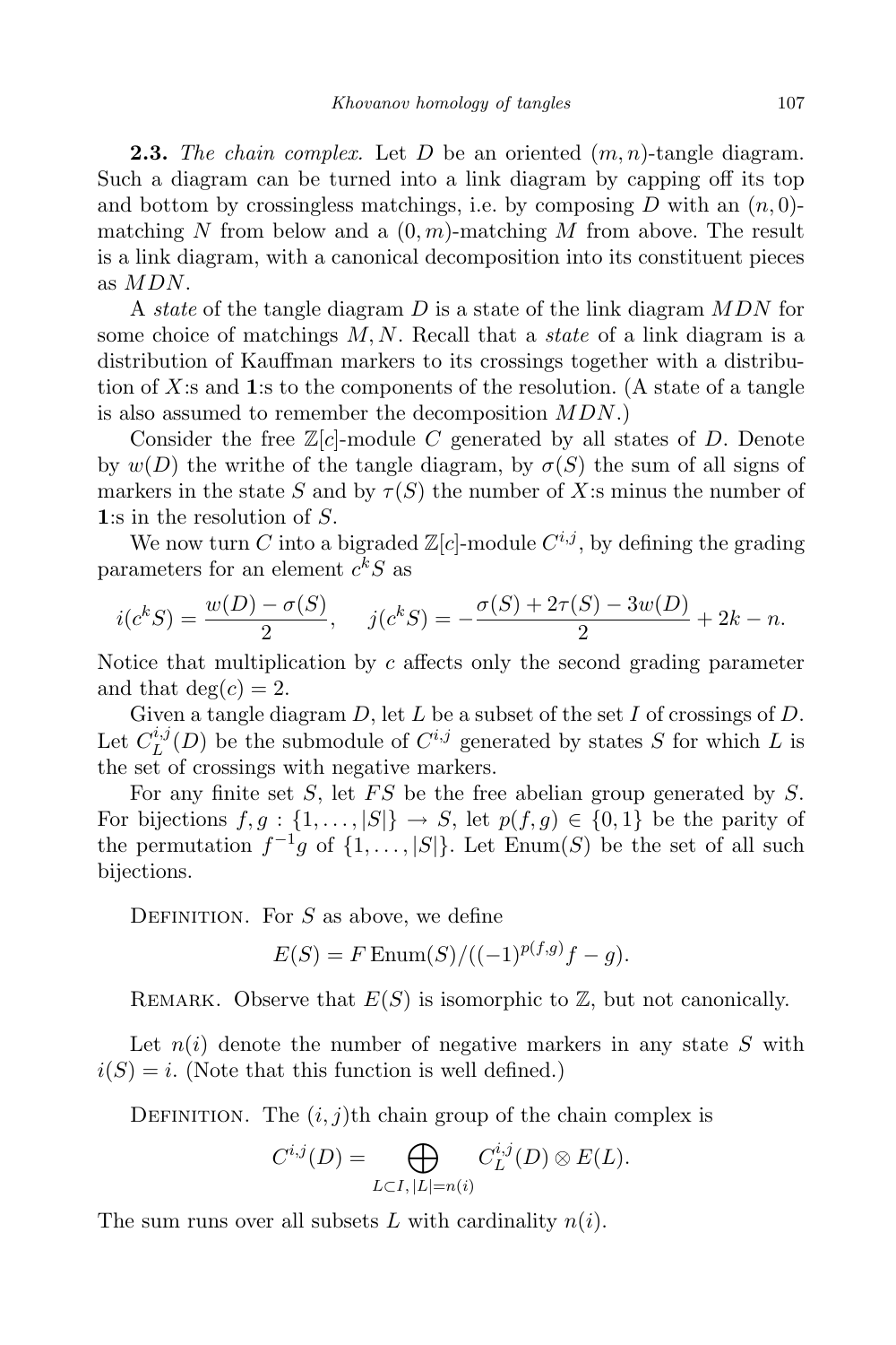**2.3.** *The chain complex.* Let $D$ be an oriented $(m,n)$-tangle diagram. Such a diagram can be turned into a link diagram by capping off its top and bottom by crossingless matchings, i.e. by composing $D$ with an $(n,0)$-matching $N$ from below and a $(0,m)$-matching $M$ from above. The result is a link diagram, with a canonical decomposition into its constituent pieces as $MDN$.

A *state* of the tangle diagram $D$ is a state of the link diagram $MDN$ for some choice of matchings $M,N$. Recall that a *state* of a link diagram is a distribution of Kauffman markers to its crossings together with a distribution of $X$:s and $\mathbf{1}$:s to the components of the resolution. (A state of a tangle is also assumed to remember the decomposition $MDN$.)

Consider the free $\mathbb{Z}[c]$-module $C$ generated by all states of $D$. Denote by $w(D)$ the writhe of the tangle diagram, by $\sigma(S)$ the sum of all signs of markers in the state $S$ and by $\tau(S)$ the number of $X$:s minus the number of $\mathbf{1}$:s in the resolution of $S$.

We now turn $C$ into a bigraded $\mathbb{Z}[c]$-module $C^{i,j}$, by defining the grading parameters for an element $c^k S$ as

$$i(c^k S) = \frac{w(D)-\sigma(S)}{2}, \quad j(c^k S) = -\frac{\sigma(S)+2\tau(S)-3w(D)}{2} + 2k - n.$$

Notice that multiplication by $c$ affects only the second grading parameter and that $\deg(c) = 2$.

Given a tangle diagram $D$, let $L$ be a subset of the set $I$ of crossings of $D$. Let $C_L^{i,j}(D)$ be the submodule of $C^{i,j}$ generated by states $S$ for which $L$ is the set of crossings with negative markers.

For any finite set $S$, let $FS$ be the free abelian group generated by $S$. For bijections $f,g : \{1,\dots,|S|\} \to S$, let $p(f,g) \in \{0,1\}$ be the parity of the permutation $f^{-1}g$ of $\{1,\dots,|S|\}$. Let $\operatorname{Enum}(S)$ be the set of all such bijections.

Definition. For $S$ as above, we define

$$E(S) = F\operatorname{Enum}(S)/((-1)^{p(f,g)}f - g).$$

Remark. Observe that $E(S)$ is isomorphic to $\mathbb{Z}$, but not canonically.

Let $n(i)$ denote the number of negative markers in any state $S$ with $i(S) = i$. (Note that this function is well defined.)

Definition. The $(i,j)$th chain group of the chain complex is

$$C^{i,j}(D) = \bigoplus_{L\subset I,\,|L|=n(i)} C_L^{i,j}(D) \otimes E(L).$$

The sum runs over all subsets $L$ with cardinality $n(i)$.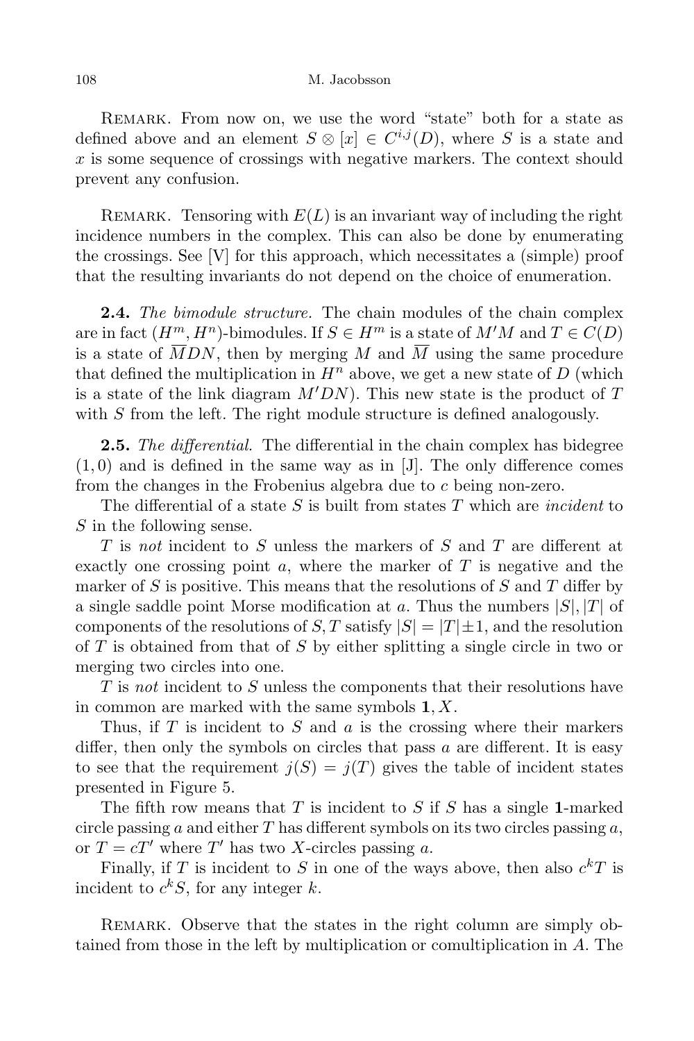Remark. From now on, we use the word "state" both for a state as defined above and an element $S \otimes [x] \in C^{i,j}(D)$, where $S$ is a state and $x$ is some sequence of crossings with negative markers. The context should prevent any confusion.

Remark. Tensoring with $E(L)$ is an invariant way of including the right incidence numbers in the complex. This can also be done by enumerating the crossings. See [V] for this approach, which necessitates a (simple) proof that the resulting invariants do not depend on the choice of enumeration.

**2.4.** *The bimodule structure.* The chain modules of the chain complex are in fact $(H^m, H^n)$-bimodules. If $S \in H^m$ is a state of $M'M$ and $T \in C(D)$ is a state of $\overline{M}DN$, then by merging $M$ and $\overline{M}$ using the same procedure that defined the multiplication in $H^n$ above, we get a new state of $D$ (which is a state of the link diagram $M'DN$). This new state is the product of $T$ with $S$ from the left. The right module structure is defined analogously.

**2.5.** *The differential.* The differential in the chain complex has bidegree $(1, 0)$ and is defined in the same way as in [J]. The only difference comes from the changes in the Frobenius algebra due to $c$ being non-zero.

The differential of a state $S$ is built from states $T$ which are *incident* to $S$ in the following sense.

$T$ is *not* incident to $S$ unless the markers of $S$ and $T$ are different at exactly one crossing point $a$, where the marker of $T$ is negative and the marker of $S$ is positive. This means that the resolutions of $S$ and $T$ differ by a single saddle point Morse modification at $a$. Thus the numbers $|S|, |T|$ of components of the resolutions of $S, T$ satisfy $|S| = |T| \pm 1$, and the resolution of $T$ is obtained from that of $S$ by either splitting a single circle in two or merging two circles into one.

$T$ is *not* incident to $S$ unless the components that their resolutions have in common are marked with the same symbols $\mathbf{1}, X$.

Thus, if $T$ is incident to $S$ and $a$ is the crossing where their markers differ, then only the symbols on circles that pass $a$ are different. It is easy to see that the requirement $j(S) = j(T)$ gives the table of incident states presented in Figure 5.

The fifth row means that $T$ is incident to $S$ if $S$ has a single $\mathbf{1}$-marked circle passing $a$ and either $T$ has different symbols on its two circles passing $a$, or $T = cT'$ where $T'$ has two $X$-circles passing $a$.

Finally, if $T$ is incident to $S$ in one of the ways above, then also $c^kT$ is incident to $c^kS$, for any integer $k$.

Remark. Observe that the states in the right column are simply obtained from those in the left by multiplication or comultiplication in $A$. The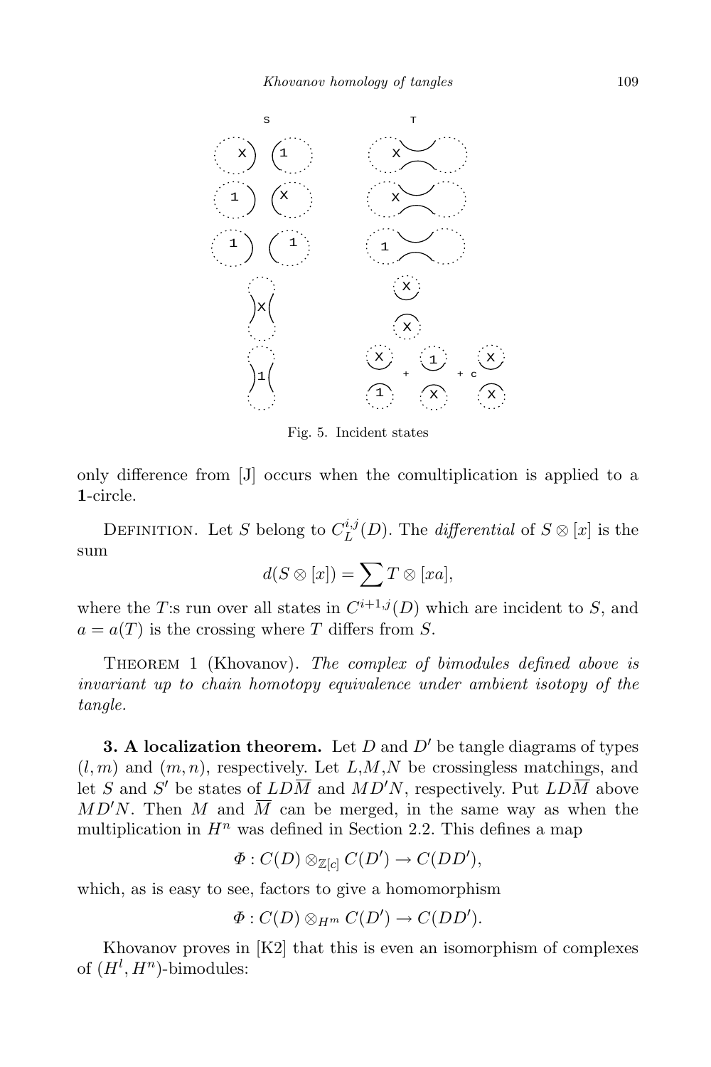Fig. 5. Incident states

only difference from [J] occurs when the comultiplication is applied to a **1**-circle.

Definition. Let $S$ belong to $C_L^{i,j}(D)$. The *differential* of $S \otimes [x]$ is the sum

$$d(S \otimes [x]) = \sum T \otimes [xa],$$

where the $T$:s run over all states in $C^{i+1,j}(D)$ which are incident to $S$, and $a = a(T)$ is the crossing where $T$ differs from $S$.

Theorem 1 (Khovanov). *The complex of bimodules defined above is invariant up to chain homotopy equivalence under ambient isotopy of the tangle.*

**3. A localization theorem.** Let $D$ and $D'$ be tangle diagrams of types $(l,m)$ and $(m,n)$, respectively. Let $L$,$M$,$N$ be crossingless matchings, and let $S$ and $S'$ be states of $LD\overline{M}$ and $MD'N$, respectively. Put $LD\overline{M}$ above $MD'N$. Then $M$ and $\overline{M}$ can be merged, in the same way as when the multiplication in $H^n$ was defined in Section 2.2. This defines a map

$$\Phi : C(D) \otimes_{\mathbb{Z}[c]} C(D') \to C(DD'),$$

which, as is easy to see, factors to give a homomorphism

$$\Phi : C(D) \otimes_{H^m} C(D') \to C(DD').$$

Khovanov proves in [K2] that this is even an isomorphism of complexes of $(H^l, H^n)$-bimodules: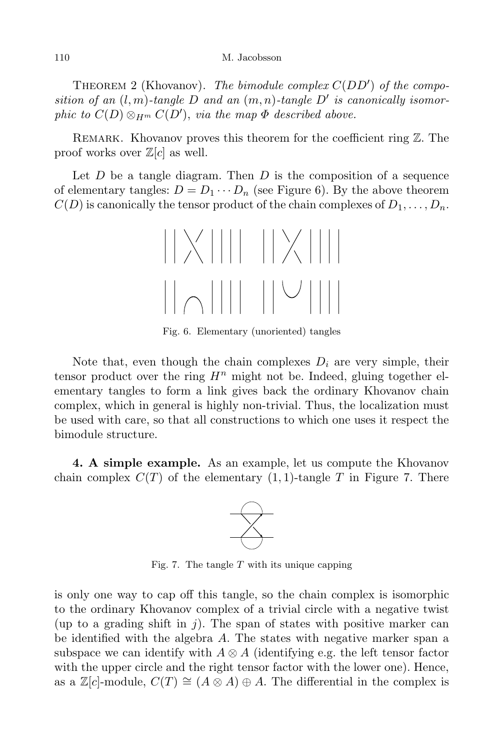Theorem 2 (Khovanov). *The bimodule complex $C(DD')$ of the composition of an $(l,m)$-tangle $D$ and an $(m,n)$-tangle $D'$ is canonically isomorphic to $C(D) \otimes_{H^m} C(D')$, via the map $\Phi$ described above.*

Remark. Khovanov proves this theorem for the coefficient ring $\mathbb{Z}$. The proof works over $\mathbb{Z}[c]$ as well.

Let $D$ be a tangle diagram. Then $D$ is the composition of a sequence of elementary tangles: $D = D_1 \cdots D_n$ (see Figure 6). By the above theorem $C(D)$ is canonically the tensor product of the chain complexes of $D_1, \ldots, D_n$.

Fig. 6. Elementary (unoriented) tangles

Note that, even though the chain complexes $D_i$ are very simple, their tensor product over the ring $H^n$ might not be. Indeed, gluing together elementary tangles to form a link gives back the ordinary Khovanov chain complex, which in general is highly non-trivial. Thus, the localization must be used with care, so that all constructions to which one uses it respect the bimodule structure.

**4. A simple example.** As an example, let us compute the Khovanov chain complex $C(T)$ of the elementary $(1,1)$-tangle $T$ in Figure 7. There

Fig. 7. The tangle $T$ with its unique capping

is only one way to cap off this tangle, so the chain complex is isomorphic to the ordinary Khovanov complex of a trivial circle with a negative twist (up to a grading shift in $j$). The span of states with positive marker can be identified with the algebra $A$. The states with negative marker span a subspace we can identify with $A \otimes A$ (identifying e.g. the left tensor factor with the upper circle and the right tensor factor with the lower one). Hence, as a $\mathbb{Z}[c]$-module, $C(T) \cong (A \otimes A) \oplus A$. The differential in the complex is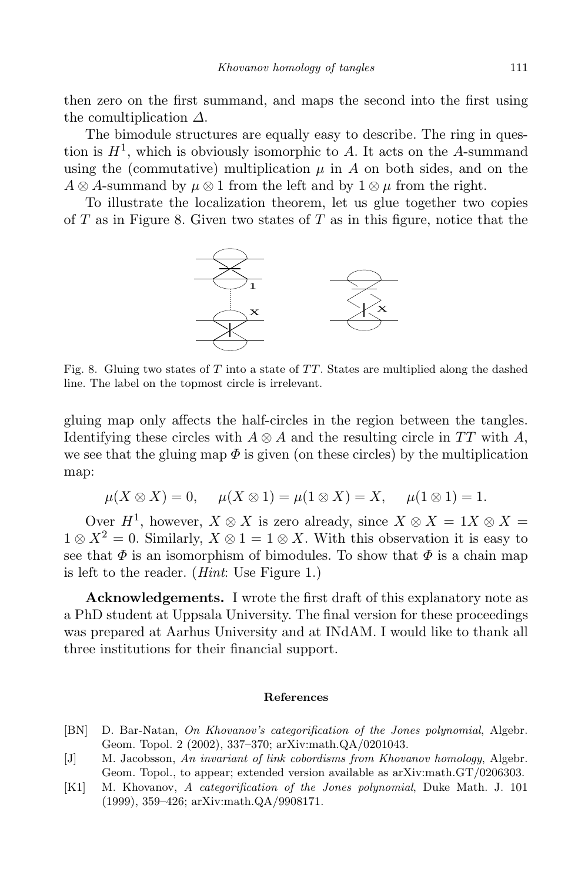then zero on the first summand, and maps the second into the first using the comultiplication $\Delta$.

The bimodule structures are equally easy to describe. The ring in question is $H^1$, which is obviously isomorphic to $A$. It acts on the $A$-summand using the (commutative) multiplication $\mu$ in $A$ on both sides, and on the $A \otimes A$-summand by $\mu \otimes 1$ from the left and by $1 \otimes \mu$ from the right.

To illustrate the localization theorem, let us glue together two copies of $T$ as in Figure 8. Given two states of $T$ as in this figure, notice that the

Fig. 8. Gluing two states of $T$ into a state of $TT$. States are multiplied along the dashed line. The label on the topmost circle is irrelevant.

gluing map only affects the half-circles in the region between the tangles. Identifying these circles with $A \otimes A$ and the resulting circle in $TT$ with $A$, we see that the gluing map $\Phi$ is given (on these circles) by the multiplication map:

$$\mu(X \otimes X) = 0, \quad \mu(X \otimes 1) = \mu(1 \otimes X) = X, \quad \mu(1 \otimes 1) = 1.$$

Over $H^1$, however, $X \otimes X$ is zero already, since $X \otimes X = 1X \otimes X = 1 \otimes X^2 = 0$. Similarly, $X \otimes 1 = 1 \otimes X$. With this observation it is easy to see that $\Phi$ is an isomorphism of bimodules. To show that $\Phi$ is a chain map is left to the reader. (*Hint*: Use Figure 1.)

**Acknowledgements.** I wrote the first draft of this explanatory note as a PhD student at Uppsala University. The final version for these proceedings was prepared at Aarhus University and at INdAM. I would like to thank all three institutions for their financial support.

## References

[BN] D. Bar-Natan, *On Khovanov's categorification of the Jones polynomial*, Algebr. Geom. Topol. 2 (2002), 337–370; arXiv:math.QA/0201043.

[J] M. Jacobsson, *An invariant of link cobordisms from Khovanov homology*, Algebr. Geom. Topol., to appear; extended version available as arXiv:math.GT/0206303.

[K1] M. Khovanov, *A categorification of the Jones polynomial*, Duke Math. J. 101 (1999), 359–426; arXiv:math.QA/9908171.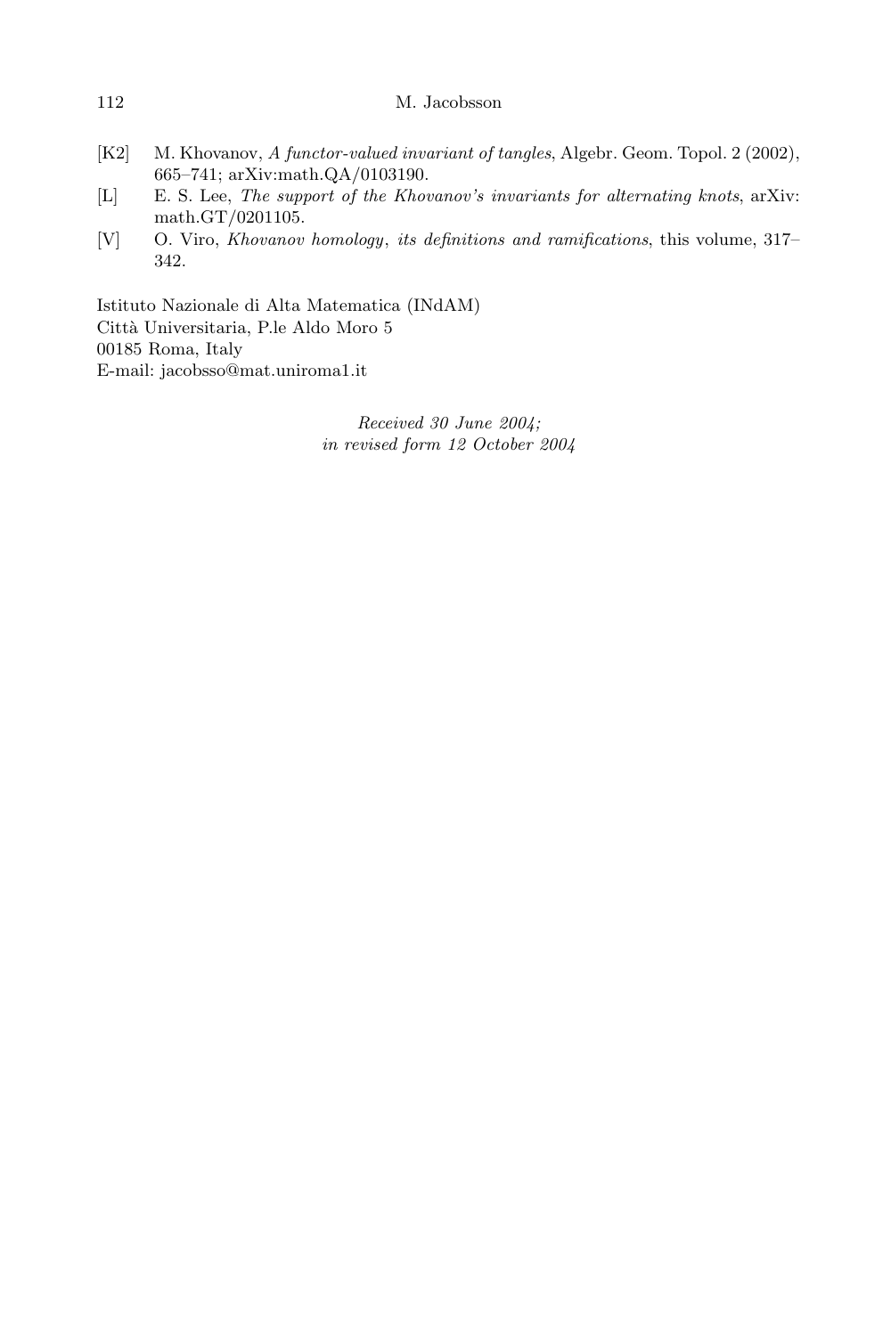- [K2] M. Khovanov, *A functor-valued invariant of tangles*, Algebr. Geom. Topol. 2 (2002), 665–741; arXiv:math.QA/0103190.
- [L] E. S. Lee, *The support of the Khovanov's invariants for alternating knots*, arXiv: math.GT/0201105.
- [V] O. Viro, *Khovanov homology, its definitions and ramifications*, this volume, 317–342.

Istituto Nazionale di Alta Matematica (INdAM)
Città Universitaria, P.le Aldo Moro 5
00185 Roma, Italy
E-mail: jacobsso@mat.uniroma1.it

*Received 30 June 2004;*
*in revised form 12 October 2004*